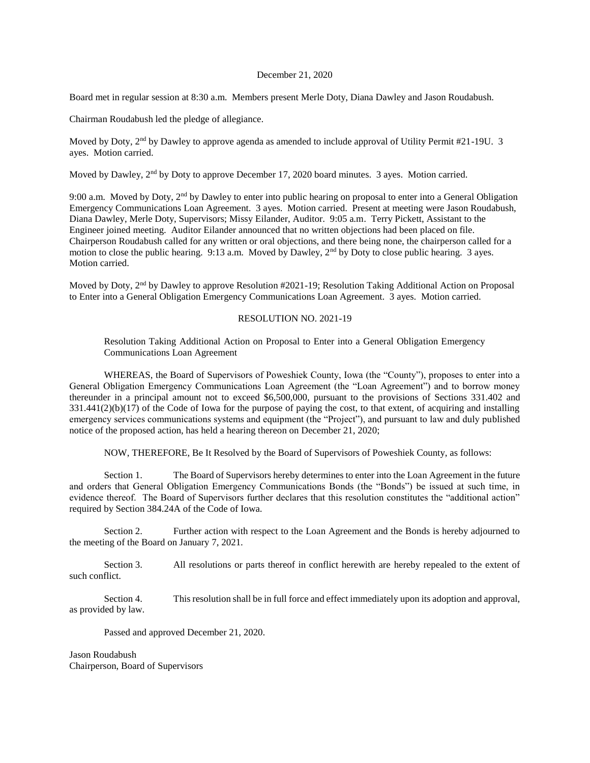December 21, 2020

Board met in regular session at 8:30 a.m. Members present Merle Doty, Diana Dawley and Jason Roudabush.

Chairman Roudabush led the pledge of allegiance.

Moved by Doty, 2nd by Dawley to approve agenda as amended to include approval of Utility Permit #21-19U. 3 ayes. Motion carried.

Moved by Dawley, 2nd by Doty to approve December 17, 2020 board minutes. 3 ayes. Motion carried.

9:00 a.m. Moved by Doty, 2nd by Dawley to enter into public hearing on proposal to enter into a General Obligation Emergency Communications Loan Agreement. 3 ayes. Motion carried. Present at meeting were Jason Roudabush, Diana Dawley, Merle Doty, Supervisors; Missy Eilander, Auditor. 9:05 a.m. Terry Pickett, Assistant to the Engineer joined meeting. Auditor Eilander announced that no written objections had been placed on file. Chairperson Roudabush called for any written or oral objections, and there being none, the chairperson called for a motion to close the public hearing. 9:13 a.m. Moved by Dawley, 2nd by Doty to close public hearing. 3 ayes. Motion carried.

Moved by Doty, 2nd by Dawley to approve Resolution #2021-19; Resolution Taking Additional Action on Proposal to Enter into a General Obligation Emergency Communications Loan Agreement. 3 ayes. Motion carried.

RESOLUTION NO. 2021-19

Resolution Taking Additional Action on Proposal to Enter into a General Obligation Emergency Communications Loan Agreement

WHEREAS, the Board of Supervisors of Poweshiek County, Iowa (the "County"), proposes to enter into a General Obligation Emergency Communications Loan Agreement (the "Loan Agreement") and to borrow money thereunder in a principal amount not to exceed $6,500,000, pursuant to the provisions of Sections 331.402 and 331.441(2)(b)(17) of the Code of Iowa for the purpose of paying the cost, to that extent, of acquiring and installing emergency services communications systems and equipment (the "Project"), and pursuant to law and duly published notice of the proposed action, has held a hearing thereon on December 21, 2020;

NOW, THEREFORE, Be It Resolved by the Board of Supervisors of Poweshiek County, as follows:

Section 1. The Board of Supervisors hereby determines to enter into the Loan Agreement in the future and orders that General Obligation Emergency Communications Bonds (the "Bonds") be issued at such time, in evidence thereof. The Board of Supervisors further declares that this resolution constitutes the "additional action" required by Section 384.24A of the Code of Iowa.

Section 2. Further action with respect to the Loan Agreement and the Bonds is hereby adjourned to the meeting of the Board on January 7, 2021.

Section 3. All resolutions or parts thereof in conflict herewith are hereby repealed to the extent of such conflict.

Section 4. This resolution shall be in full force and effect immediately upon its adoption and approval, as provided by law.

Passed and approved December 21, 2020.

Jason Roudabush
Chairperson, Board of Supervisors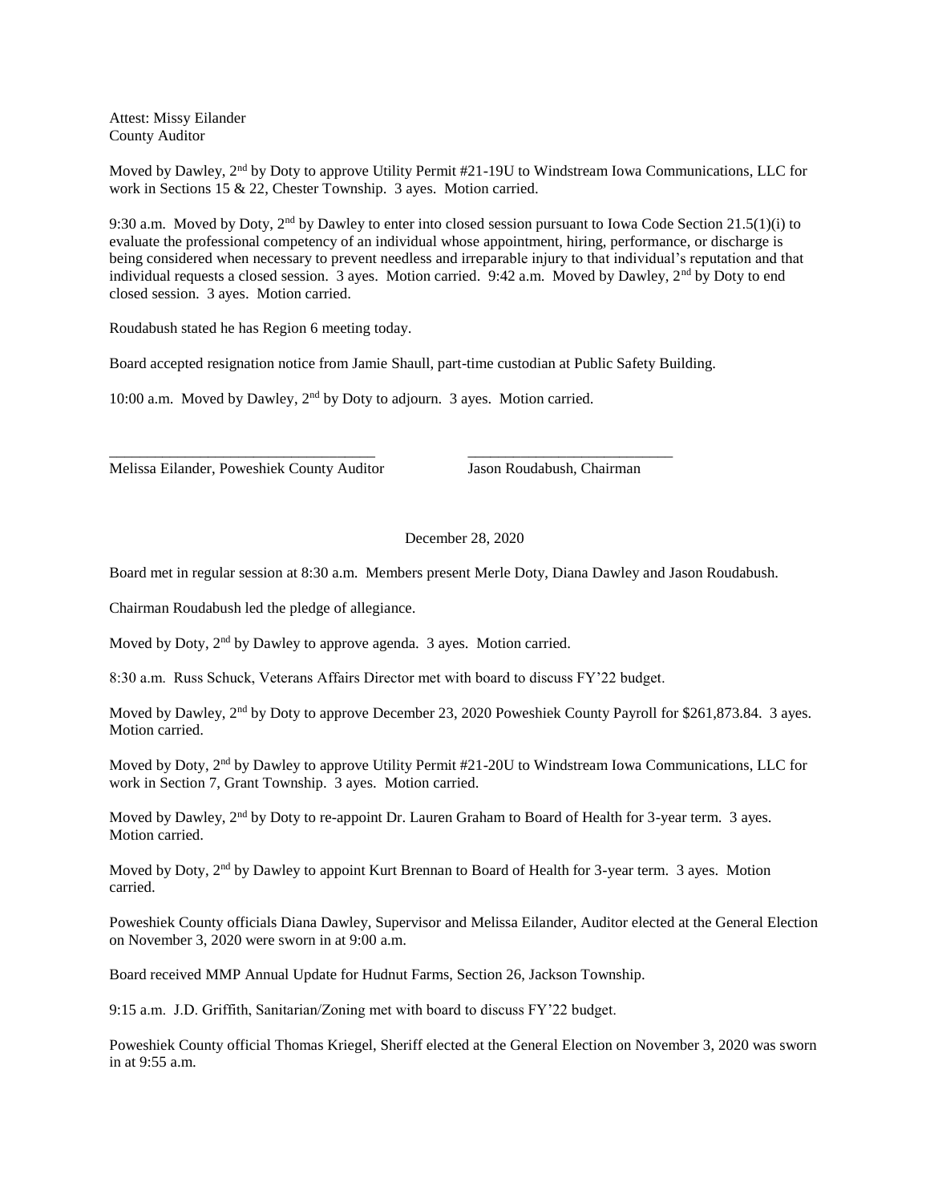Attest: Missy Eilander
County Auditor

Moved by Dawley, 2nd by Doty to approve Utility Permit #21-19U to Windstream Iowa Communications, LLC for work in Sections 15 & 22, Chester Township. 3 ayes. Motion carried.

9:30 a.m. Moved by Doty, 2nd by Dawley to enter into closed session pursuant to Iowa Code Section 21.5(1)(i) to evaluate the professional competency of an individual whose appointment, hiring, performance, or discharge is being considered when necessary to prevent needless and irreparable injury to that individual's reputation and that individual requests a closed session. 3 ayes. Motion carried. 9:42 a.m. Moved by Dawley, 2nd by Doty to end closed session. 3 ayes. Motion carried.

Roudabush stated he has Region 6 meeting today.

Board accepted resignation notice from Jamie Shaull, part-time custodian at Public Safety Building.

10:00 a.m. Moved by Dawley, 2nd by Doty to adjourn. 3 ayes. Motion carried.

\_\_\_\_\_\_\_\_\_\_\_\_\_\_\_\_\_\_\_\_\_\_\_\_\_\_\_\_\_\_\_\_\_\_\_ \_\_\_\_\_\_\_\_\_\_\_\_\_\_\_\_\_\_\_\_\_\_\_\_\_\_\_
Melissa Eilander, Poweshiek County Auditor Jason Roudabush, Chairman

December 28, 2020

Board met in regular session at 8:30 a.m. Members present Merle Doty, Diana Dawley and Jason Roudabush.

Chairman Roudabush led the pledge of allegiance.

Moved by Doty, 2nd by Dawley to approve agenda. 3 ayes. Motion carried.

8:30 a.m. Russ Schuck, Veterans Affairs Director met with board to discuss FY'22 budget.

Moved by Dawley, 2nd by Doty to approve December 23, 2020 Poweshiek County Payroll for $261,873.84. 3 ayes. Motion carried.

Moved by Doty, 2nd by Dawley to approve Utility Permit #21-20U to Windstream Iowa Communications, LLC for work in Section 7, Grant Township. 3 ayes. Motion carried.

Moved by Dawley, 2nd by Doty to re-appoint Dr. Lauren Graham to Board of Health for 3-year term. 3 ayes. Motion carried.

Moved by Doty, 2nd by Dawley to appoint Kurt Brennan to Board of Health for 3-year term. 3 ayes. Motion carried.

Poweshiek County officials Diana Dawley, Supervisor and Melissa Eilander, Auditor elected at the General Election on November 3, 2020 were sworn in at 9:00 a.m.

Board received MMP Annual Update for Hudnut Farms, Section 26, Jackson Township.

9:15 a.m. J.D. Griffith, Sanitarian/Zoning met with board to discuss FY'22 budget.

Poweshiek County official Thomas Kriegel, Sheriff elected at the General Election on November 3, 2020 was sworn in at 9:55 a.m.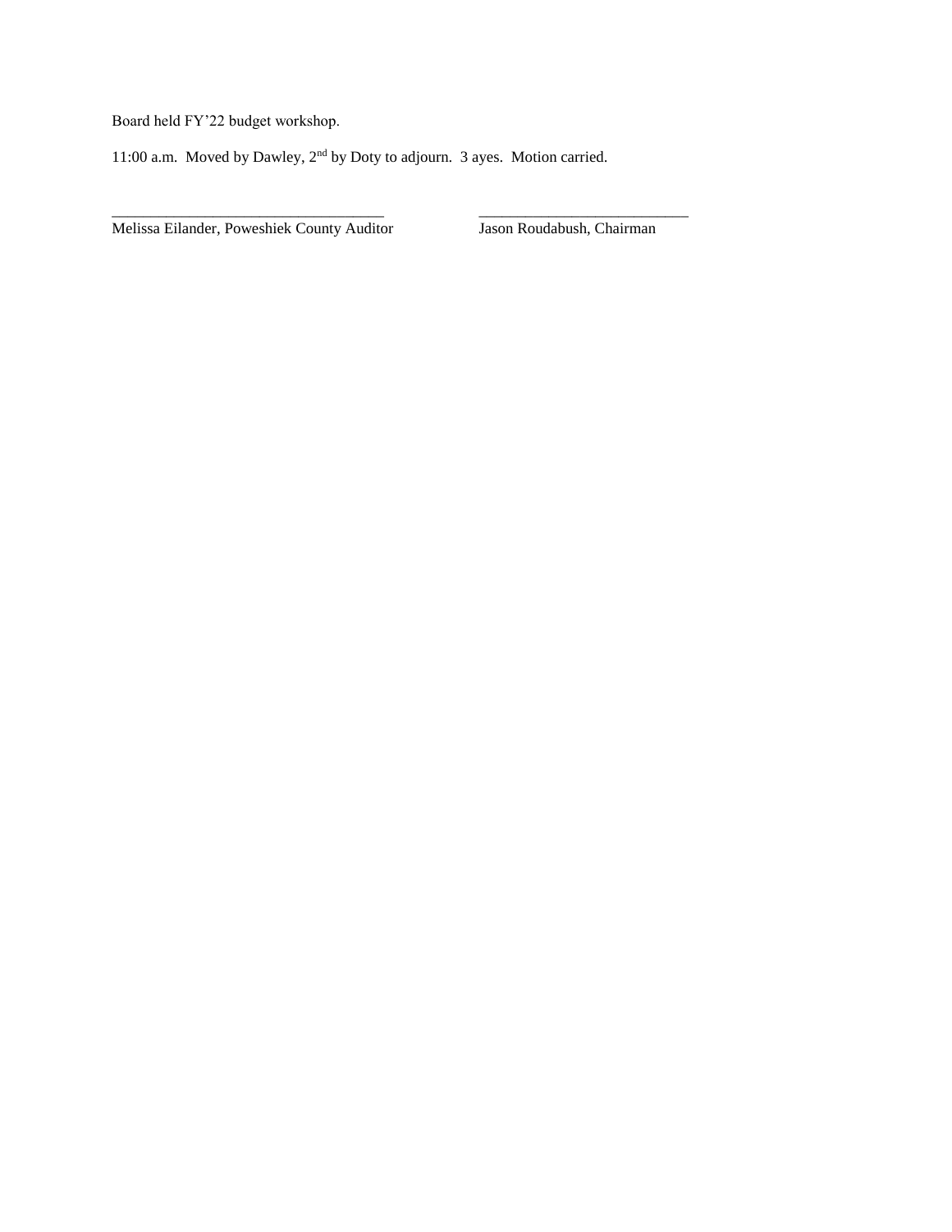Board held FY’22 budget workshop.

11:00 a.m. Moved by Dawley, 2nd by Doty to adjourn. 3 ayes. Motion carried.

| | |
|---|---|
| ___________________________________ | ___________________________ |
| Melissa Eilander, Poweshiek County Auditor | Jason Roudabush, Chairman |